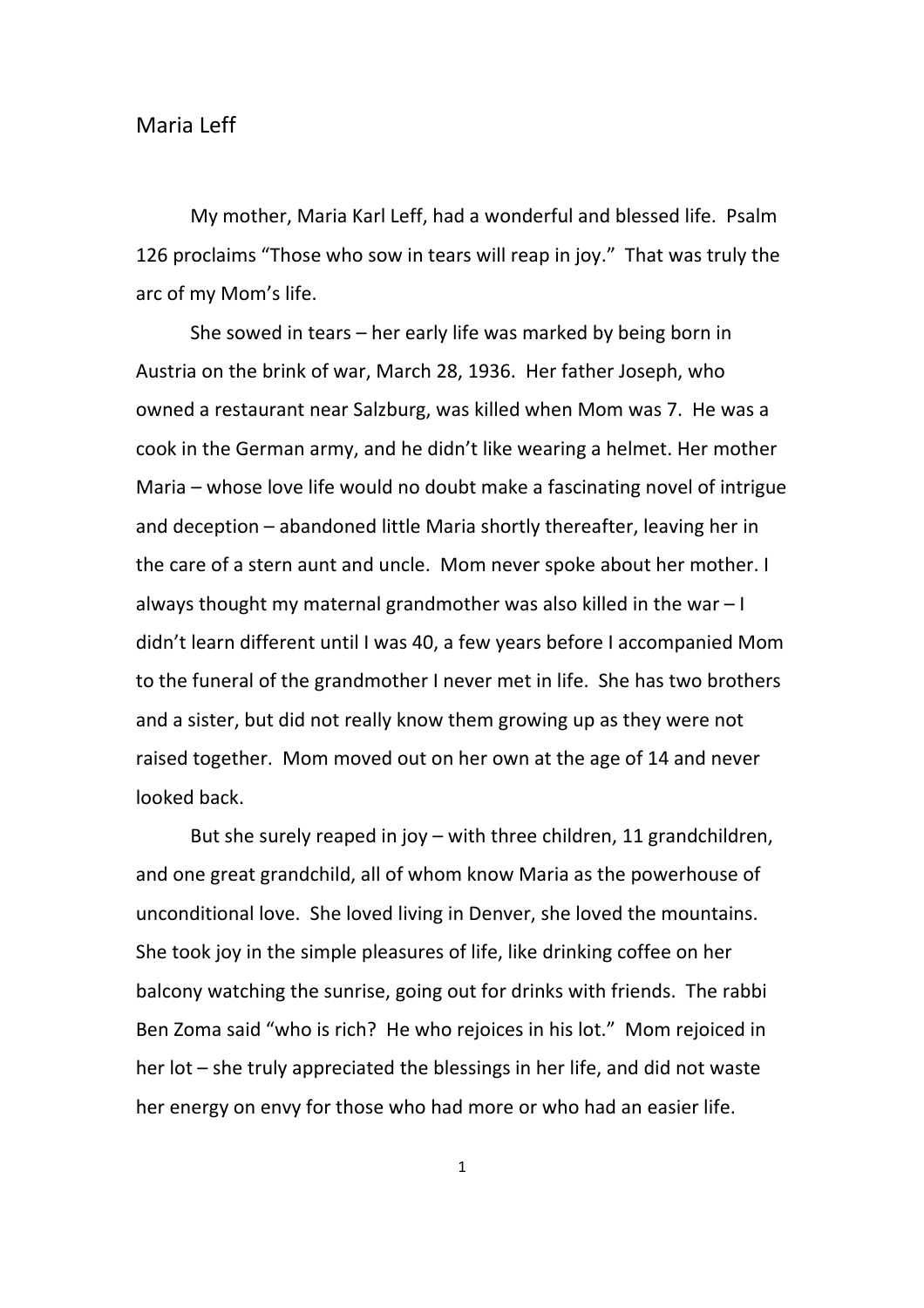# Maria Leff

My mother, Maria Karl Leff, had a wonderful and blessed life. Psalm 126 proclaims "Those who sow in tears will reap in joy." That was truly the arc of my Mom's life.

She sowed in tears – her early life was marked by being born in Austria on the brink of war, March 28, 1936. Her father Joseph, who owned a restaurant near Salzburg, was killed when Mom was 7. He was a cook in the German army, and he didn't like wearing a helmet. Her mother Maria – whose love life would no doubt make a fascinating novel of intrigue and deception – abandoned little Maria shortly thereafter, leaving her in the care of a stern aunt and uncle. Mom never spoke about her mother. I always thought my maternal grandmother was also killed in the war – I didn't learn different until I was 40, a few years before I accompanied Mom to the funeral of the grandmother I never met in life. She has two brothers and a sister, but did not really know them growing up as they were not raised together. Mom moved out on her own at the age of 14 and never looked back.

But she surely reaped in joy – with three children, 11 grandchildren, and one great grandchild, all of whom know Maria as the powerhouse of unconditional love. She loved living in Denver, she loved the mountains. She took joy in the simple pleasures of life, like drinking coffee on her balcony watching the sunrise, going out for drinks with friends. The rabbi Ben Zoma said "who is rich? He who rejoices in his lot." Mom rejoiced in her lot – she truly appreciated the blessings in her life, and did not waste her energy on envy for those who had more or who had an easier life.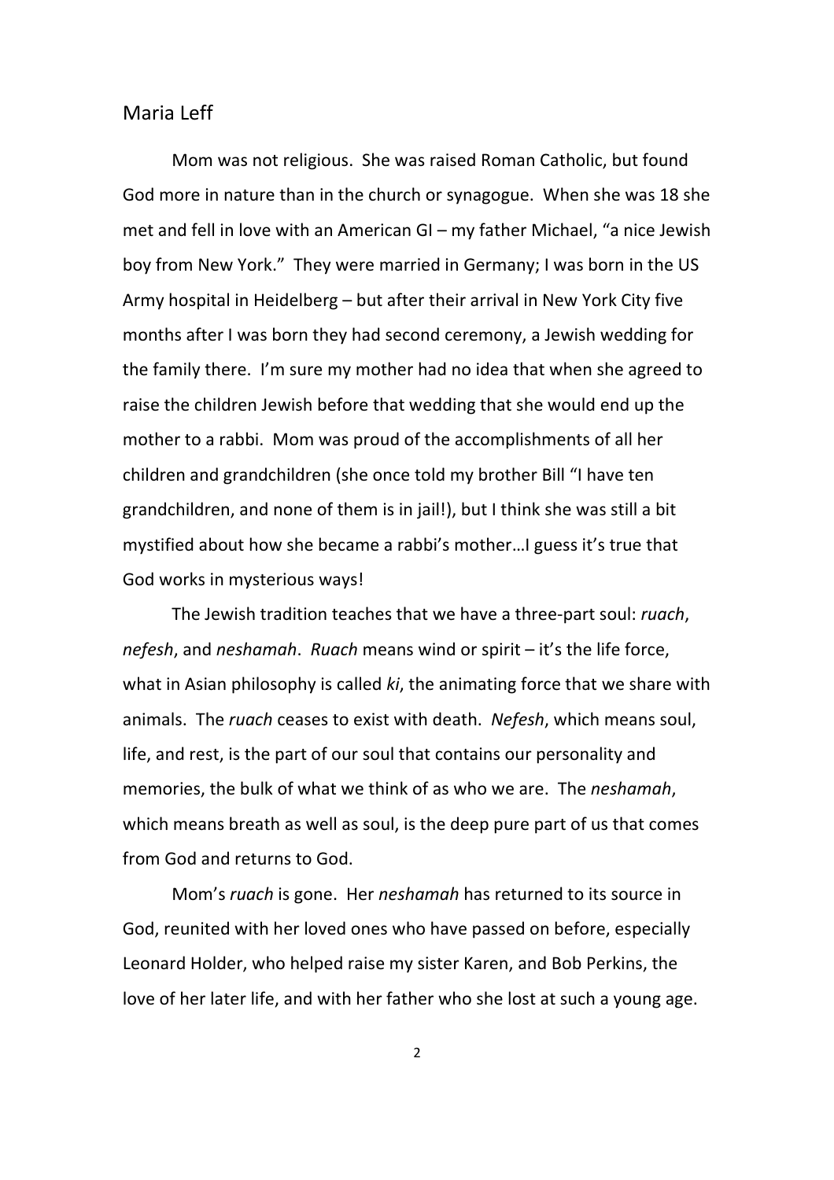## Maria Leff

Mom was not religious. She was raised Roman Catholic, but found God more in nature than in the church or synagogue. When she was 18 she met and fell in love with an American GI – my father Michael, "a nice Jewish boy from New York." They were married in Germany; I was born in the US Army hospital in Heidelberg – but after their arrival in New York City five months after I was born they had second ceremony, a Jewish wedding for the family there. I'm sure my mother had no idea that when she agreed to raise the children Jewish before that wedding that she would end up the mother to a rabbi. Mom was proud of the accomplishments of all her children and grandchildren (she once told my brother Bill "I have ten grandchildren, and none of them is in jail!), but I think she was still a bit mystified about how she became a rabbi's mother…I guess it's true that God works in mysterious ways!

The Jewish tradition teaches that we have a three-part soul: *ruach*, *nefesh*, and *neshamah*. *Ruach* means wind or spirit – it's the life force, what in Asian philosophy is called *ki*, the animating force that we share with animals. The *ruach* ceases to exist with death. *Nefesh*, which means soul, life, and rest, is the part of our soul that contains our personality and memories, the bulk of what we think of as who we are. The *neshamah*, which means breath as well as soul, is the deep pure part of us that comes from God and returns to God.

Mom's *ruach* is gone. Her *neshamah* has returned to its source in God, reunited with her loved ones who have passed on before, especially Leonard Holder, who helped raise my sister Karen, and Bob Perkins, the love of her later life, and with her father who she lost at such a young age.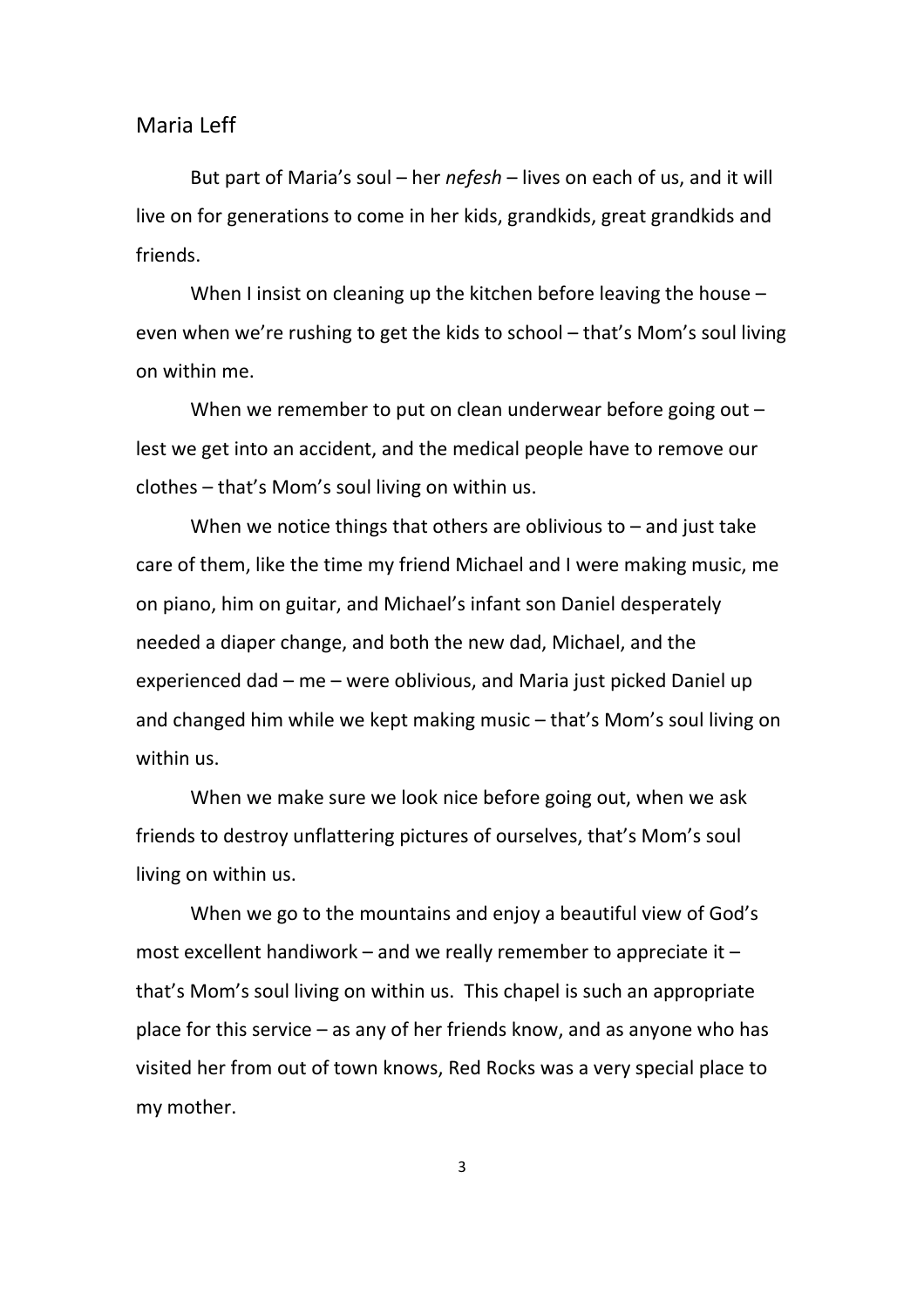But part of Maria's soul – her *nefesh* – lives on each of us, and it will live on for generations to come in her kids, grandkids, great grandkids and friends.

When I insist on cleaning up the kitchen before leaving the house – even when we're rushing to get the kids to school – that's Mom's soul living on within me.

When we remember to put on clean underwear before going out – lest we get into an accident, and the medical people have to remove our clothes – that's Mom's soul living on within us.

When we notice things that others are oblivious to – and just take care of them, like the time my friend Michael and I were making music, me on piano, him on guitar, and Michael's infant son Daniel desperately needed a diaper change, and both the new dad, Michael, and the experienced dad – me – were oblivious, and Maria just picked Daniel up and changed him while we kept making music – that's Mom's soul living on within us.

When we make sure we look nice before going out, when we ask friends to destroy unflattering pictures of ourselves, that's Mom's soul living on within us.

When we go to the mountains and enjoy a beautiful view of God's most excellent handiwork – and we really remember to appreciate it – that's Mom's soul living on within us. This chapel is such an appropriate place for this service – as any of her friends know, and as anyone who has visited her from out of town knows, Red Rocks was a very special place to my mother.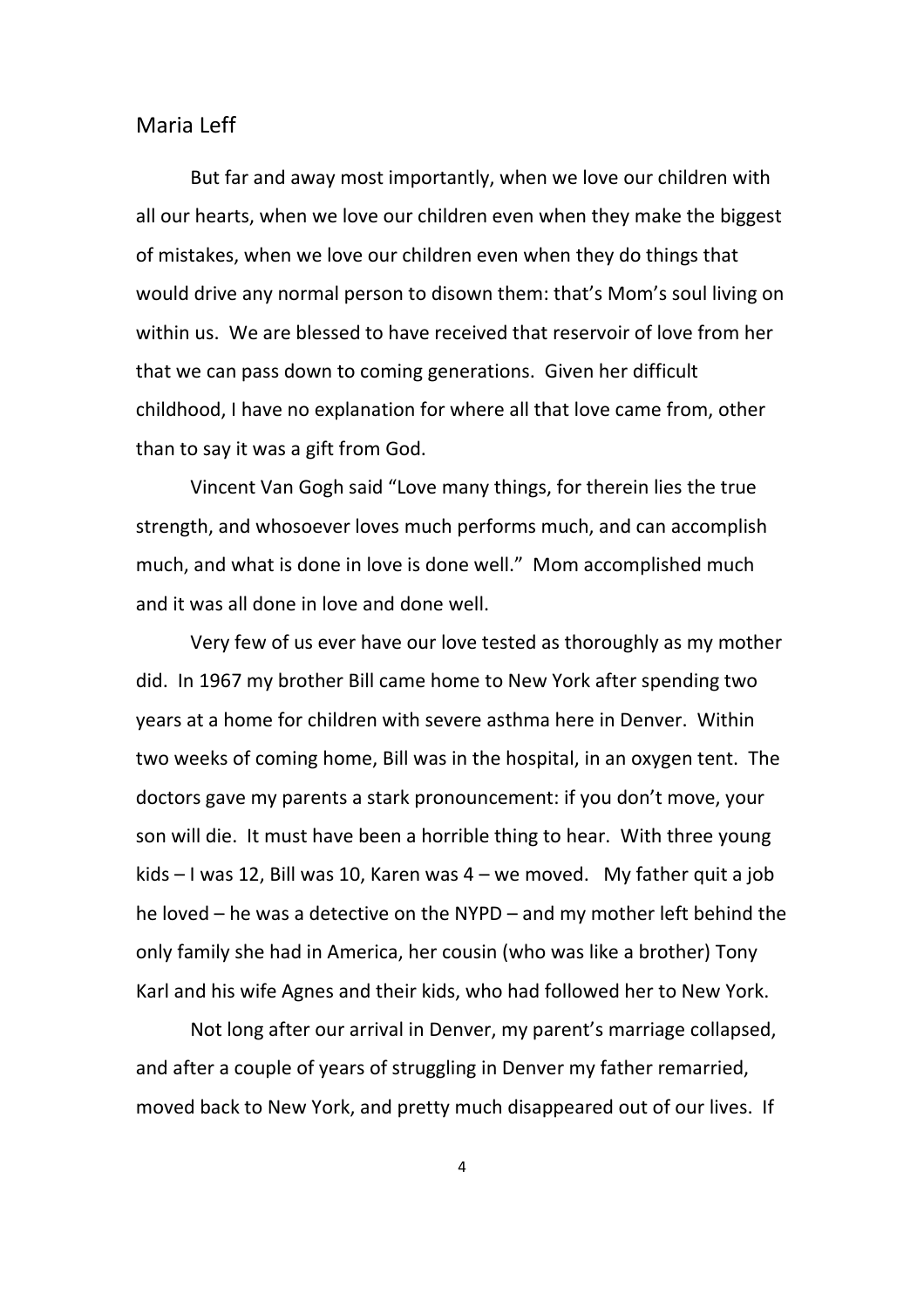Maria Leff

But far and away most importantly, when we love our children with all our hearts, when we love our children even when they make the biggest of mistakes, when we love our children even when they do things that would drive any normal person to disown them: that's Mom's soul living on within us. We are blessed to have received that reservoir of love from her that we can pass down to coming generations. Given her difficult childhood, I have no explanation for where all that love came from, other than to say it was a gift from God.

Vincent Van Gogh said "Love many things, for therein lies the true strength, and whosoever loves much performs much, and can accomplish much, and what is done in love is done well." Mom accomplished much and it was all done in love and done well.

Very few of us ever have our love tested as thoroughly as my mother did. In 1967 my brother Bill came home to New York after spending two years at a home for children with severe asthma here in Denver. Within two weeks of coming home, Bill was in the hospital, in an oxygen tent. The doctors gave my parents a stark pronouncement: if you don't move, your son will die. It must have been a horrible thing to hear. With three young kids – I was 12, Bill was 10, Karen was 4 – we moved. My father quit a job he loved – he was a detective on the NYPD – and my mother left behind the only family she had in America, her cousin (who was like a brother) Tony Karl and his wife Agnes and their kids, who had followed her to New York.

Not long after our arrival in Denver, my parent's marriage collapsed, and after a couple of years of struggling in Denver my father remarried, moved back to New York, and pretty much disappeared out of our lives. If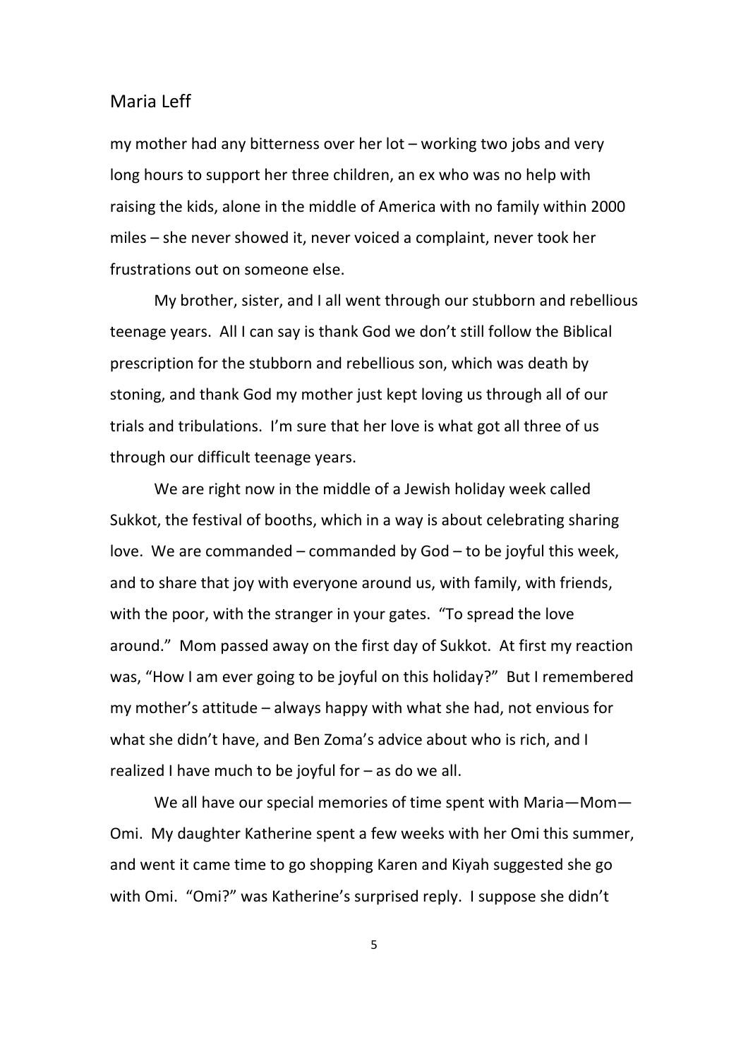my mother had any bitterness over her lot – working two jobs and very long hours to support her three children, an ex who was no help with raising the kids, alone in the middle of America with no family within 2000 miles – she never showed it, never voiced a complaint, never took her frustrations out on someone else.

My brother, sister, and I all went through our stubborn and rebellious teenage years. All I can say is thank God we don't still follow the Biblical prescription for the stubborn and rebellious son, which was death by stoning, and thank God my mother just kept loving us through all of our trials and tribulations. I'm sure that her love is what got all three of us through our difficult teenage years.

We are right now in the middle of a Jewish holiday week called Sukkot, the festival of booths, which in a way is about celebrating sharing love. We are commanded – commanded by God – to be joyful this week, and to share that joy with everyone around us, with family, with friends, with the poor, with the stranger in your gates. "To spread the love around." Mom passed away on the first day of Sukkot. At first my reaction was, "How I am ever going to be joyful on this holiday?" But I remembered my mother's attitude – always happy with what she had, not envious for what she didn't have, and Ben Zoma's advice about who is rich, and I realized I have much to be joyful for – as do we all.

We all have our special memories of time spent with Maria—Mom—Omi. My daughter Katherine spent a few weeks with her Omi this summer, and went it came time to go shopping Karen and Kiyah suggested she go with Omi. "Omi?" was Katherine's surprised reply. I suppose she didn't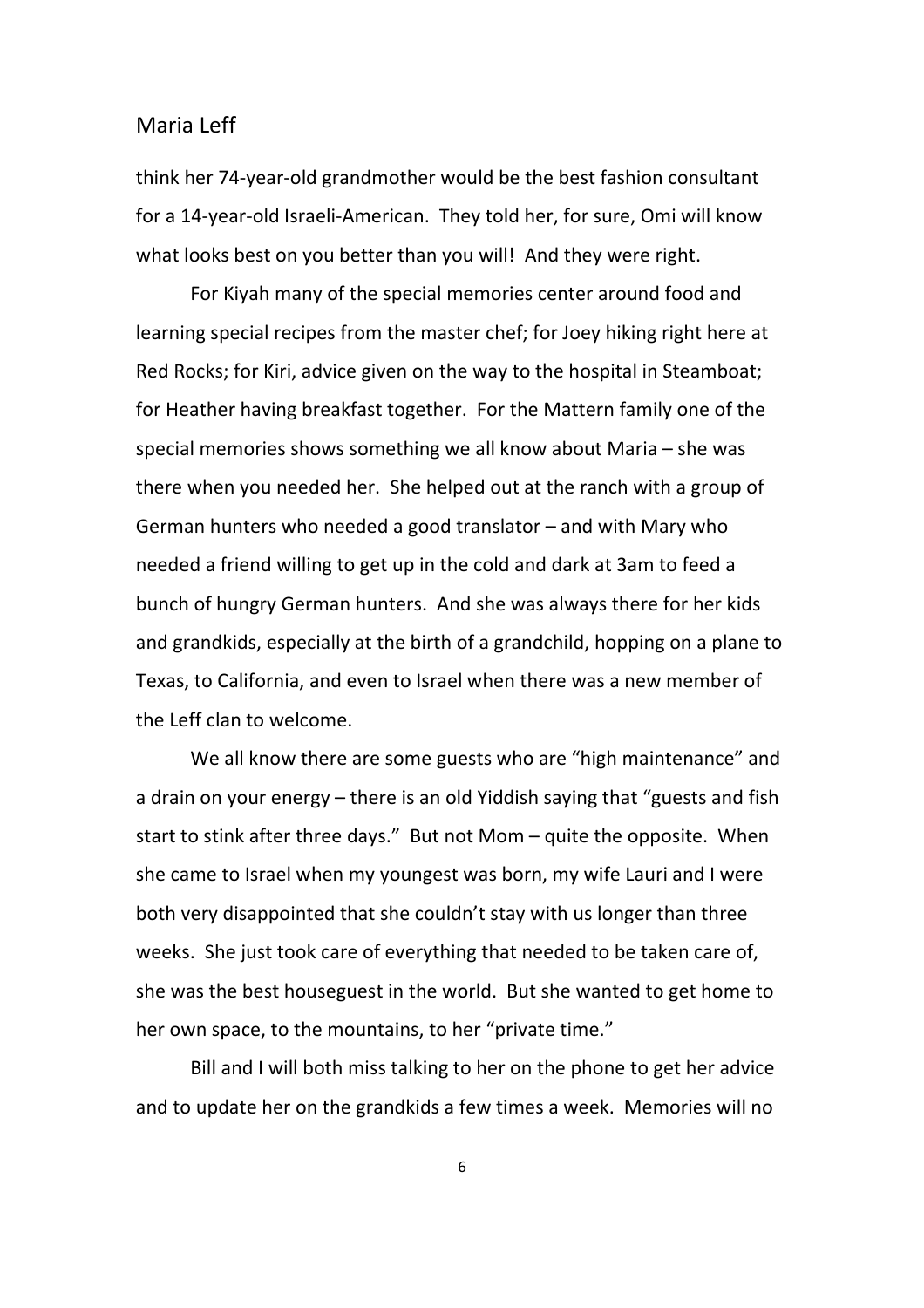think her 74-year-old grandmother would be the best fashion consultant for a 14-year-old Israeli-American. They told her, for sure, Omi will know what looks best on you better than you will! And they were right.

For Kiyah many of the special memories center around food and learning special recipes from the master chef; for Joey hiking right here at Red Rocks; for Kiri, advice given on the way to the hospital in Steamboat; for Heather having breakfast together. For the Mattern family one of the special memories shows something we all know about Maria – she was there when you needed her. She helped out at the ranch with a group of German hunters who needed a good translator – and with Mary who needed a friend willing to get up in the cold and dark at 3am to feed a bunch of hungry German hunters. And she was always there for her kids and grandkids, especially at the birth of a grandchild, hopping on a plane to Texas, to California, and even to Israel when there was a new member of the Leff clan to welcome.

We all know there are some guests who are "high maintenance" and a drain on your energy – there is an old Yiddish saying that "guests and fish start to stink after three days." But not Mom – quite the opposite. When she came to Israel when my youngest was born, my wife Lauri and I were both very disappointed that she couldn't stay with us longer than three weeks. She just took care of everything that needed to be taken care of, she was the best houseguest in the world. But she wanted to get home to her own space, to the mountains, to her "private time."

Bill and I will both miss talking to her on the phone to get her advice and to update her on the grandkids a few times a week. Memories will no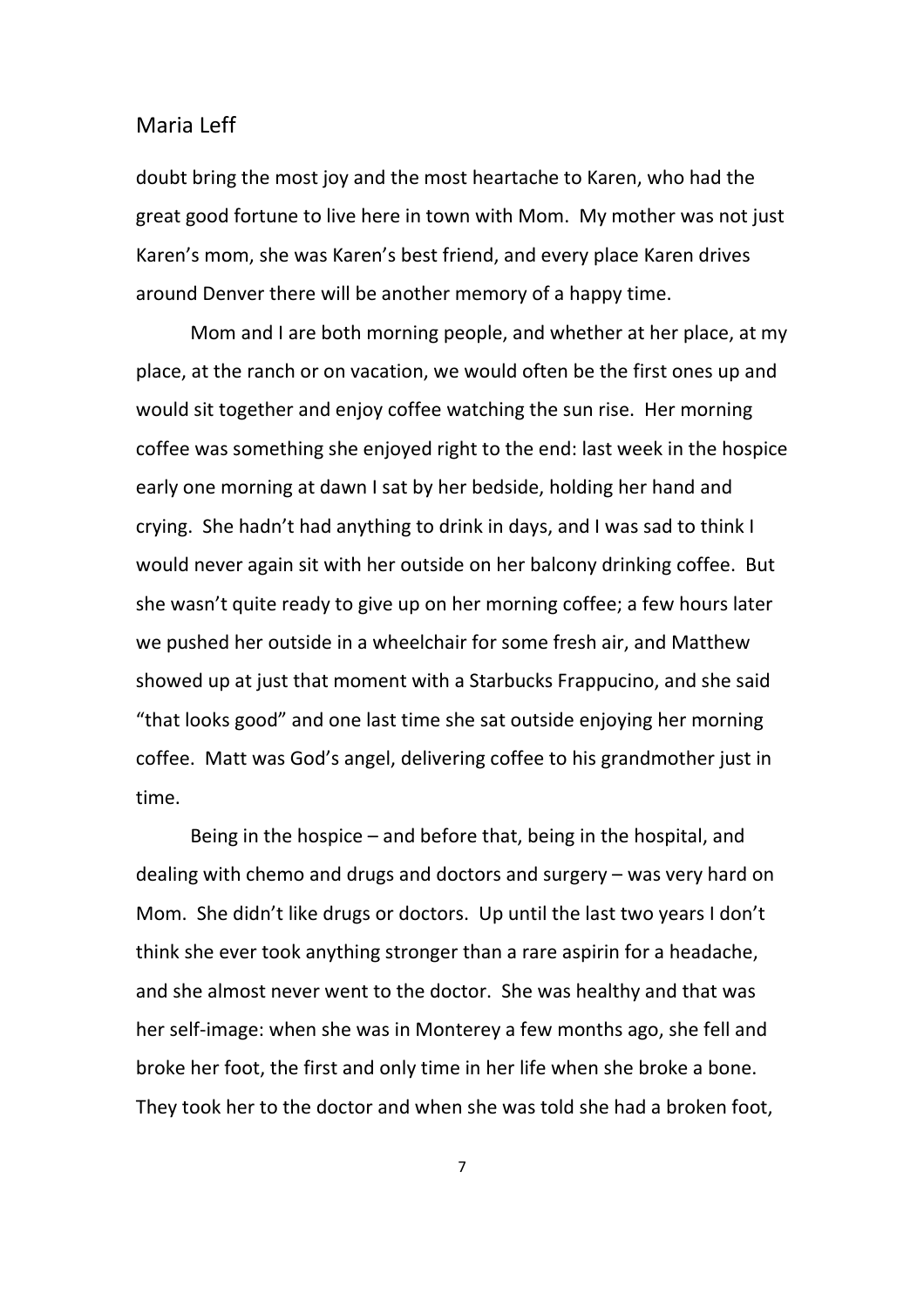doubt bring the most joy and the most heartache to Karen, who had the great good fortune to live here in town with Mom. My mother was not just Karen's mom, she was Karen's best friend, and every place Karen drives around Denver there will be another memory of a happy time.

Mom and I are both morning people, and whether at her place, at my place, at the ranch or on vacation, we would often be the first ones up and would sit together and enjoy coffee watching the sun rise. Her morning coffee was something she enjoyed right to the end: last week in the hospice early one morning at dawn I sat by her bedside, holding her hand and crying. She hadn't had anything to drink in days, and I was sad to think I would never again sit with her outside on her balcony drinking coffee. But she wasn't quite ready to give up on her morning coffee; a few hours later we pushed her outside in a wheelchair for some fresh air, and Matthew showed up at just that moment with a Starbucks Frappucino, and she said "that looks good" and one last time she sat outside enjoying her morning coffee. Matt was God's angel, delivering coffee to his grandmother just in time.

Being in the hospice – and before that, being in the hospital, and dealing with chemo and drugs and doctors and surgery – was very hard on Mom. She didn't like drugs or doctors. Up until the last two years I don't think she ever took anything stronger than a rare aspirin for a headache, and she almost never went to the doctor. She was healthy and that was her self-image: when she was in Monterey a few months ago, she fell and broke her foot, the first and only time in her life when she broke a bone. They took her to the doctor and when she was told she had a broken foot,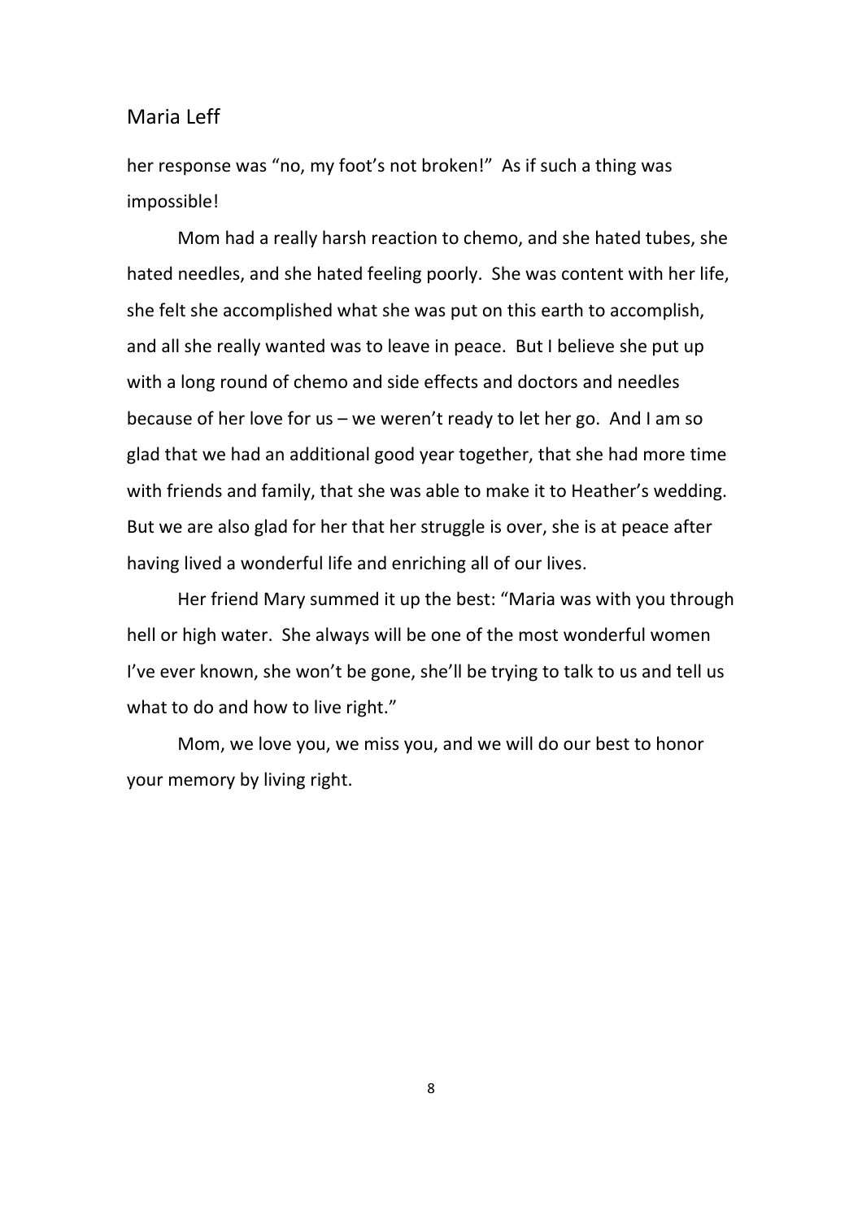her response was "no, my foot's not broken!" As if such a thing was impossible!

Mom had a really harsh reaction to chemo, and she hated tubes, she hated needles, and she hated feeling poorly. She was content with her life, she felt she accomplished what she was put on this earth to accomplish, and all she really wanted was to leave in peace. But I believe she put up with a long round of chemo and side effects and doctors and needles because of her love for us – we weren't ready to let her go. And I am so glad that we had an additional good year together, that she had more time with friends and family, that she was able to make it to Heather's wedding. But we are also glad for her that her struggle is over, she is at peace after having lived a wonderful life and enriching all of our lives.

Her friend Mary summed it up the best: "Maria was with you through hell or high water. She always will be one of the most wonderful women I've ever known, she won't be gone, she'll be trying to talk to us and tell us what to do and how to live right."

Mom, we love you, we miss you, and we will do our best to honor your memory by living right.